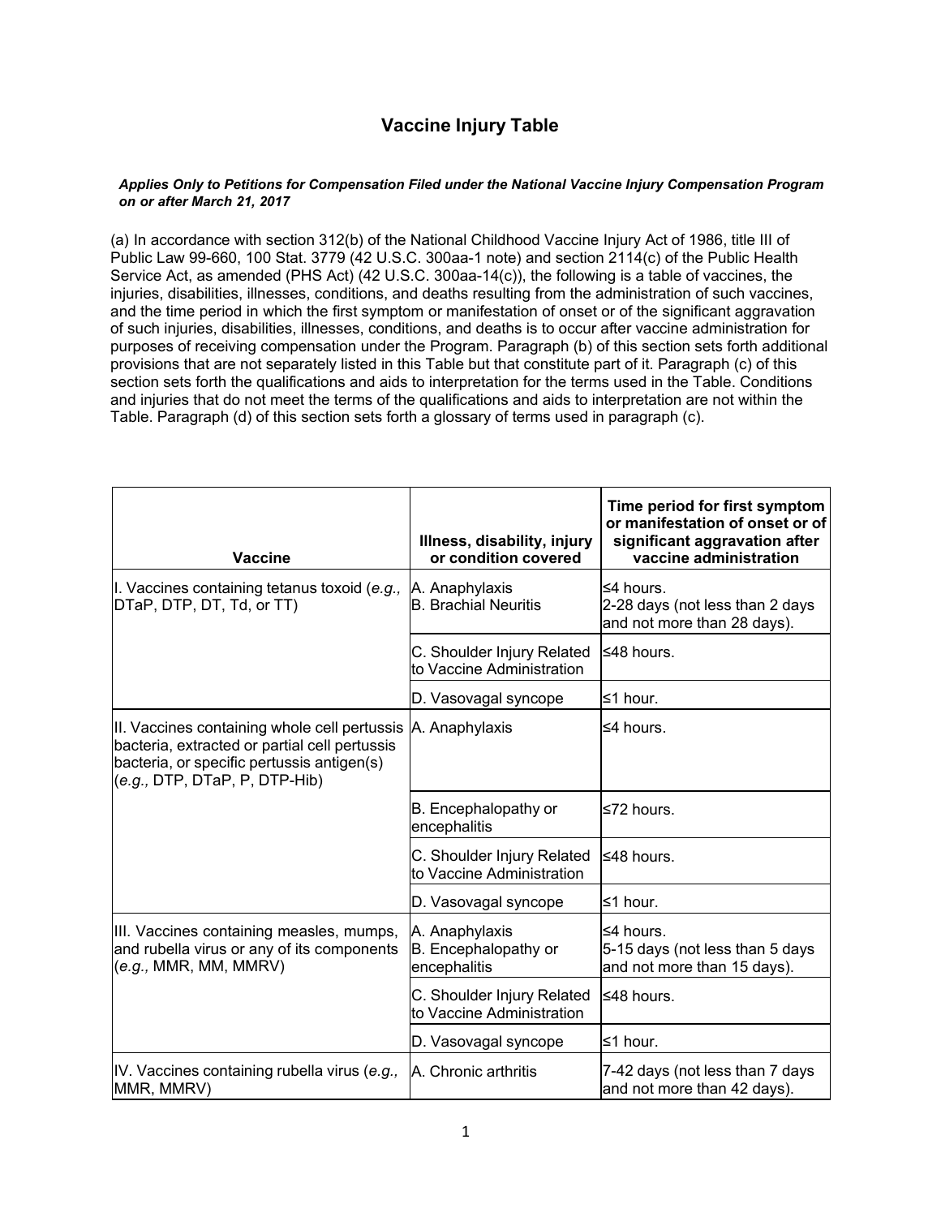# Vaccine Injury Table

***Applies Only to Petitions for Compensation Filed under the National Vaccine Injury Compensation Program on or after March 21, 2017***

(a) In accordance with section 312(b) of the National Childhood Vaccine Injury Act of 1986, title III of Public Law 99-660, 100 Stat. 3779 (42 U.S.C. 300aa-1 note) and section 2114(c) of the Public Health Service Act, as amended (PHS Act) (42 U.S.C. 300aa-14(c)), the following is a table of vaccines, the injuries, disabilities, illnesses, conditions, and deaths resulting from the administration of such vaccines, and the time period in which the first symptom or manifestation of onset or of the significant aggravation of such injuries, disabilities, illnesses, conditions, and deaths is to occur after vaccine administration for purposes of receiving compensation under the Program. Paragraph (b) of this section sets forth additional provisions that are not separately listed in this Table but that constitute part of it. Paragraph (c) of this section sets forth the qualifications and aids to interpretation for the terms used in the Table. Conditions and injuries that do not meet the terms of the qualifications and aids to interpretation are not within the Table. Paragraph (d) of this section sets forth a glossary of terms used in paragraph (c).

| Vaccine | Illness, disability, injury or condition covered | Time period for first symptom or manifestation of onset or of significant aggravation after vaccine administration |
|---|---|---|
| I. Vaccines containing tetanus toxoid (*e.g.,* DTaP, DTP, DT, Td, or TT) | A. Anaphylaxis<br>B. Brachial Neuritis | ≤4 hours.<br>2-28 days (not less than 2 days and not more than 28 days). |
| | C. Shoulder Injury Related to Vaccine Administration | ≤48 hours. |
| | D. Vasovagal syncope | ≤1 hour. |
| II. Vaccines containing whole cell pertussis bacteria, extracted or partial cell pertussis bacteria, or specific pertussis antigen(s) (*e.g.,* DTP, DTaP, P, DTP-Hib) | A. Anaphylaxis | ≤4 hours. |
| | B. Encephalopathy or encephalitis | ≤72 hours. |
| | C. Shoulder Injury Related to Vaccine Administration | ≤48 hours. |
| | D. Vasovagal syncope | ≤1 hour. |
| III. Vaccines containing measles, mumps, and rubella virus or any of its components (*e.g.,* MMR, MM, MMRV) | A. Anaphylaxis<br>B. Encephalopathy or encephalitis | ≤4 hours.<br>5-15 days (not less than 5 days and not more than 15 days). |
| | C. Shoulder Injury Related to Vaccine Administration | ≤48 hours. |
| | D. Vasovagal syncope | ≤1 hour. |
| IV. Vaccines containing rubella virus (*e.g.,* MMR, MMRV) | A. Chronic arthritis | 7-42 days (not less than 7 days and not more than 42 days). |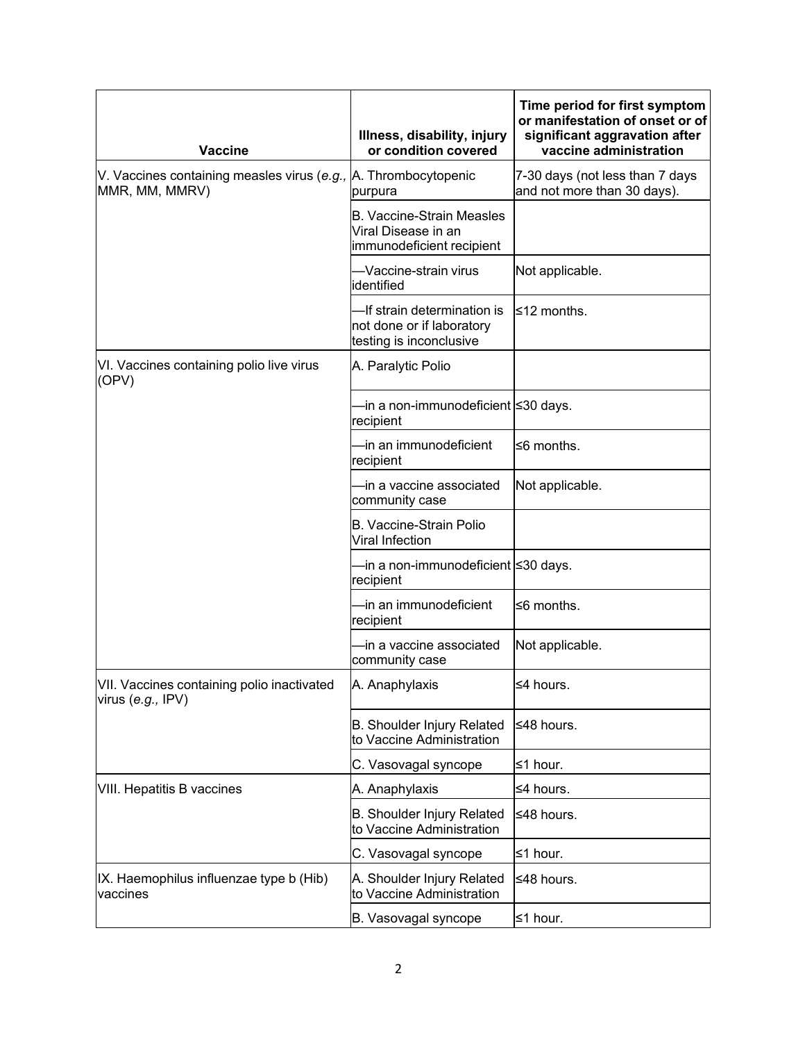| Vaccine | Illness, disability, injury or condition covered | Time period for first symptom or manifestation of onset or of significant aggravation after vaccine administration |
|---|---|---|
| V. Vaccines containing measles virus (*e.g.,* MMR, MM, MMRV) | A. Thrombocytopenic purpura | 7-30 days (not less than 7 days and not more than 30 days). |
| | B. Vaccine-Strain Measles Viral Disease in an immunodeficient recipient | |
| | —Vaccine-strain virus identified | Not applicable. |
| | —If strain determination is not done or if laboratory testing is inconclusive | ≤12 months. |
| VI. Vaccines containing polio live virus (OPV) | A. Paralytic Polio | |
| | —in a non-immunodeficient recipient | ≤30 days. |
| | —in an immunodeficient recipient | ≤6 months. |
| | —in a vaccine associated community case | Not applicable. |
| | B. Vaccine-Strain Polio Viral Infection | |
| | —in a non-immunodeficient recipient | ≤30 days. |
| | —in an immunodeficient recipient | ≤6 months. |
| | —in a vaccine associated community case | Not applicable. |
| VII. Vaccines containing polio inactivated virus (*e.g.,* IPV) | A. Anaphylaxis | ≤4 hours. |
| | B. Shoulder Injury Related to Vaccine Administration | ≤48 hours. |
| | C. Vasovagal syncope | ≤1 hour. |
| VIII. Hepatitis B vaccines | A. Anaphylaxis | ≤4 hours. |
| | B. Shoulder Injury Related to Vaccine Administration | ≤48 hours. |
| | C. Vasovagal syncope | ≤1 hour. |
| IX. Haemophilus influenzae type b (Hib) vaccines | A. Shoulder Injury Related to Vaccine Administration | ≤48 hours. |
| | B. Vasovagal syncope | ≤1 hour. |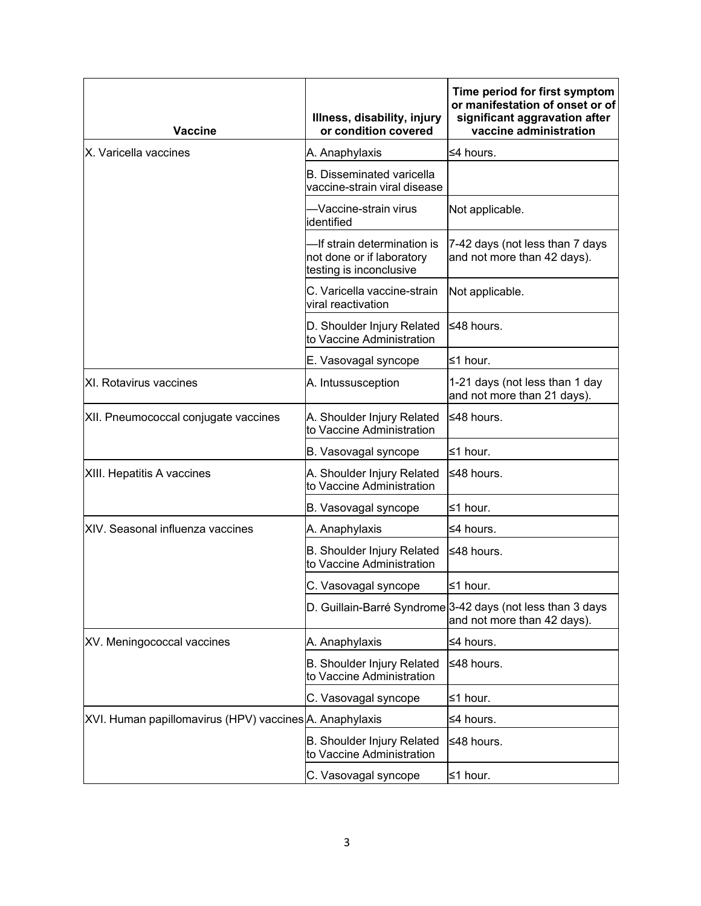| Vaccine | Illness, disability, injury or condition covered | Time period for first symptom or manifestation of onset or of significant aggravation after vaccine administration |
|---|---|---|
| X. Varicella vaccines | A. Anaphylaxis | ≤4 hours. |
| | B. Disseminated varicella vaccine-strain viral disease | |
| | —Vaccine-strain virus identified | Not applicable. |
| | —If strain determination is not done or if laboratory testing is inconclusive | 7-42 days (not less than 7 days and not more than 42 days). |
| | C. Varicella vaccine-strain viral reactivation | Not applicable. |
| | D. Shoulder Injury Related to Vaccine Administration | ≤48 hours. |
| | E. Vasovagal syncope | ≤1 hour. |
| XI. Rotavirus vaccines | A. Intussusception | 1-21 days (not less than 1 day and not more than 21 days). |
| XII. Pneumococcal conjugate vaccines | A. Shoulder Injury Related to Vaccine Administration | ≤48 hours. |
| | B. Vasovagal syncope | ≤1 hour. |
| XIII. Hepatitis A vaccines | A. Shoulder Injury Related to Vaccine Administration | ≤48 hours. |
| | B. Vasovagal syncope | ≤1 hour. |
| XIV. Seasonal influenza vaccines | A. Anaphylaxis | ≤4 hours. |
| | B. Shoulder Injury Related to Vaccine Administration | ≤48 hours. |
| | C. Vasovagal syncope | ≤1 hour. |
| | D. Guillain-Barré Syndrome | 3-42 days (not less than 3 days and not more than 42 days). |
| XV. Meningococcal vaccines | A. Anaphylaxis | ≤4 hours. |
| | B. Shoulder Injury Related to Vaccine Administration | ≤48 hours. |
| | C. Vasovagal syncope | ≤1 hour. |
| XVI. Human papillomavirus (HPV) vaccines | A. Anaphylaxis | ≤4 hours. |
| | B. Shoulder Injury Related to Vaccine Administration | ≤48 hours. |
| | C. Vasovagal syncope | ≤1 hour. |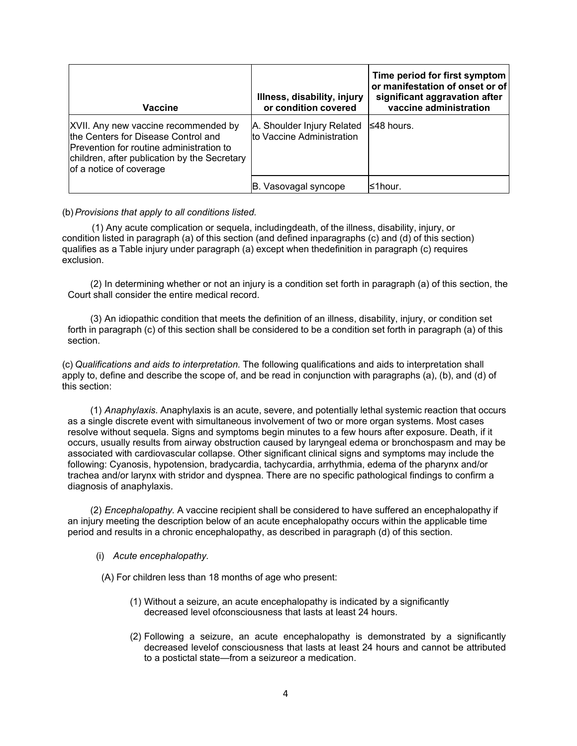| Vaccine | Illness, disability, injury or condition covered | Time period for first symptom or manifestation of onset or of significant aggravation after vaccine administration |
|---|---|---|
| XVII. Any new vaccine recommended by the Centers for Disease Control and Prevention for routine administration to children, after publication by the Secretary of a notice of coverage | A. Shoulder Injury Related to Vaccine Administration | ≤48 hours. |
| | B. Vasovagal syncope | ≤1hour. |

(b) *Provisions that apply to all conditions listed.*

(1) Any acute complication or sequela, includingdeath, of the illness, disability, injury, or condition listed in paragraph (a) of this section (and defined inparagraphs (c) and (d) of this section) qualifies as a Table injury under paragraph (a) except when thedefinition in paragraph (c) requires exclusion.

(2) In determining whether or not an injury is a condition set forth in paragraph (a) of this section, the Court shall consider the entire medical record.

(3) An idiopathic condition that meets the definition of an illness, disability, injury, or condition set forth in paragraph (c) of this section shall be considered to be a condition set forth in paragraph (a) of this section.

(c) *Qualifications and aids to interpretation.* The following qualifications and aids to interpretation shall apply to, define and describe the scope of, and be read in conjunction with paragraphs (a), (b), and (d) of this section:

(1) *Anaphylaxis.* Anaphylaxis is an acute, severe, and potentially lethal systemic reaction that occurs as a single discrete event with simultaneous involvement of two or more organ systems. Most cases resolve without sequela. Signs and symptoms begin minutes to a few hours after exposure. Death, if it occurs, usually results from airway obstruction caused by laryngeal edema or bronchospasm and may be associated with cardiovascular collapse. Other significant clinical signs and symptoms may include the following: Cyanosis, hypotension, bradycardia, tachycardia, arrhythmia, edema of the pharynx and/or trachea and/or larynx with stridor and dyspnea. There are no specific pathological findings to confirm a diagnosis of anaphylaxis.

(2) *Encephalopathy.* A vaccine recipient shall be considered to have suffered an encephalopathy if an injury meeting the description below of an acute encephalopathy occurs within the applicable time period and results in a chronic encephalopathy, as described in paragraph (d) of this section.

(i) *Acute encephalopathy.*

(A) For children less than 18 months of age who present:

(1) Without a seizure, an acute encephalopathy is indicated by a significantly decreased level ofconsciousness that lasts at least 24 hours.

(2) Following a seizure, an acute encephalopathy is demonstrated by a significantly decreased levelof consciousness that lasts at least 24 hours and cannot be attributed to a postictal state—from a seizureor a medication.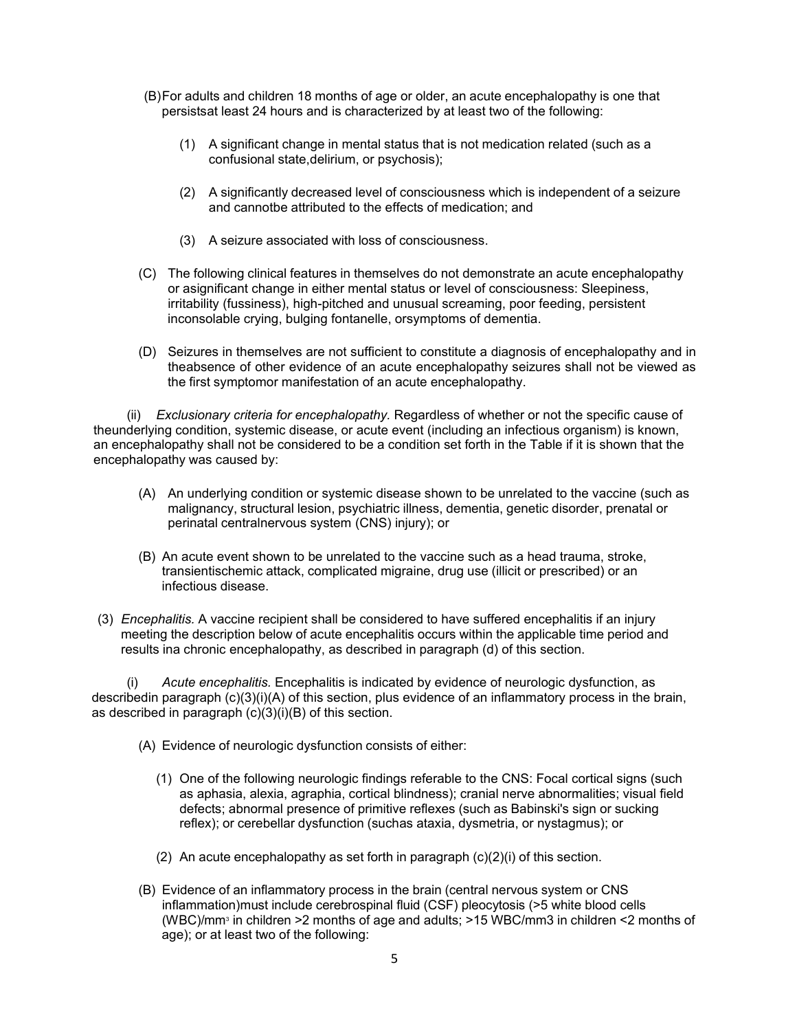(B) For adults and children 18 months of age or older, an acute encephalopathy is one that persistsat least 24 hours and is characterized by at least two of the following:

(1) A significant change in mental status that is not medication related (such as a confusional state,delirium, or psychosis);

(2) A significantly decreased level of consciousness which is independent of a seizure and cannotbe attributed to the effects of medication; and

(3) A seizure associated with loss of consciousness.

(C) The following clinical features in themselves do not demonstrate an acute encephalopathy or asignificant change in either mental status or level of consciousness: Sleepiness, irritability (fussiness), high-pitched and unusual screaming, poor feeding, persistent inconsolable crying, bulging fontanelle, orsymptoms of dementia.

(D) Seizures in themselves are not sufficient to constitute a diagnosis of encephalopathy and in theabsence of other evidence of an acute encephalopathy seizures shall not be viewed as the first symptomor manifestation of an acute encephalopathy.

(ii) *Exclusionary criteria for encephalopathy.* Regardless of whether or not the specific cause of theunderlying condition, systemic disease, or acute event (including an infectious organism) is known, an encephalopathy shall not be considered to be a condition set forth in the Table if it is shown that the encephalopathy was caused by:

(A) An underlying condition or systemic disease shown to be unrelated to the vaccine (such as malignancy, structural lesion, psychiatric illness, dementia, genetic disorder, prenatal or perinatal centralnervous system (CNS) injury); or

(B) An acute event shown to be unrelated to the vaccine such as a head trauma, stroke, transientischemic attack, complicated migraine, drug use (illicit or prescribed) or an infectious disease.

(3) *Encephalitis.* A vaccine recipient shall be considered to have suffered encephalitis if an injury meeting the description below of acute encephalitis occurs within the applicable time period and results ina chronic encephalopathy, as described in paragraph (d) of this section.

(i) *Acute encephalitis.* Encephalitis is indicated by evidence of neurologic dysfunction, as describedin paragraph (c)(3)(i)(A) of this section, plus evidence of an inflammatory process in the brain, as described in paragraph (c)(3)(i)(B) of this section.

(A) Evidence of neurologic dysfunction consists of either:

(1) One of the following neurologic findings referable to the CNS: Focal cortical signs (such as aphasia, alexia, agraphia, cortical blindness); cranial nerve abnormalities; visual field defects; abnormal presence of primitive reflexes (such as Babinski's sign or sucking reflex); or cerebellar dysfunction (suchas ataxia, dysmetria, or nystagmus); or

(2) An acute encephalopathy as set forth in paragraph (c)(2)(i) of this section.

(B) Evidence of an inflammatory process in the brain (central nervous system or CNS inflammation)must include cerebrospinal fluid (CSF) pleocytosis (>5 white blood cells (WBC)/$mm^3$ in children >2 months of age and adults; >15 WBC/mm3 in children <2 months of age); or at least two of the following: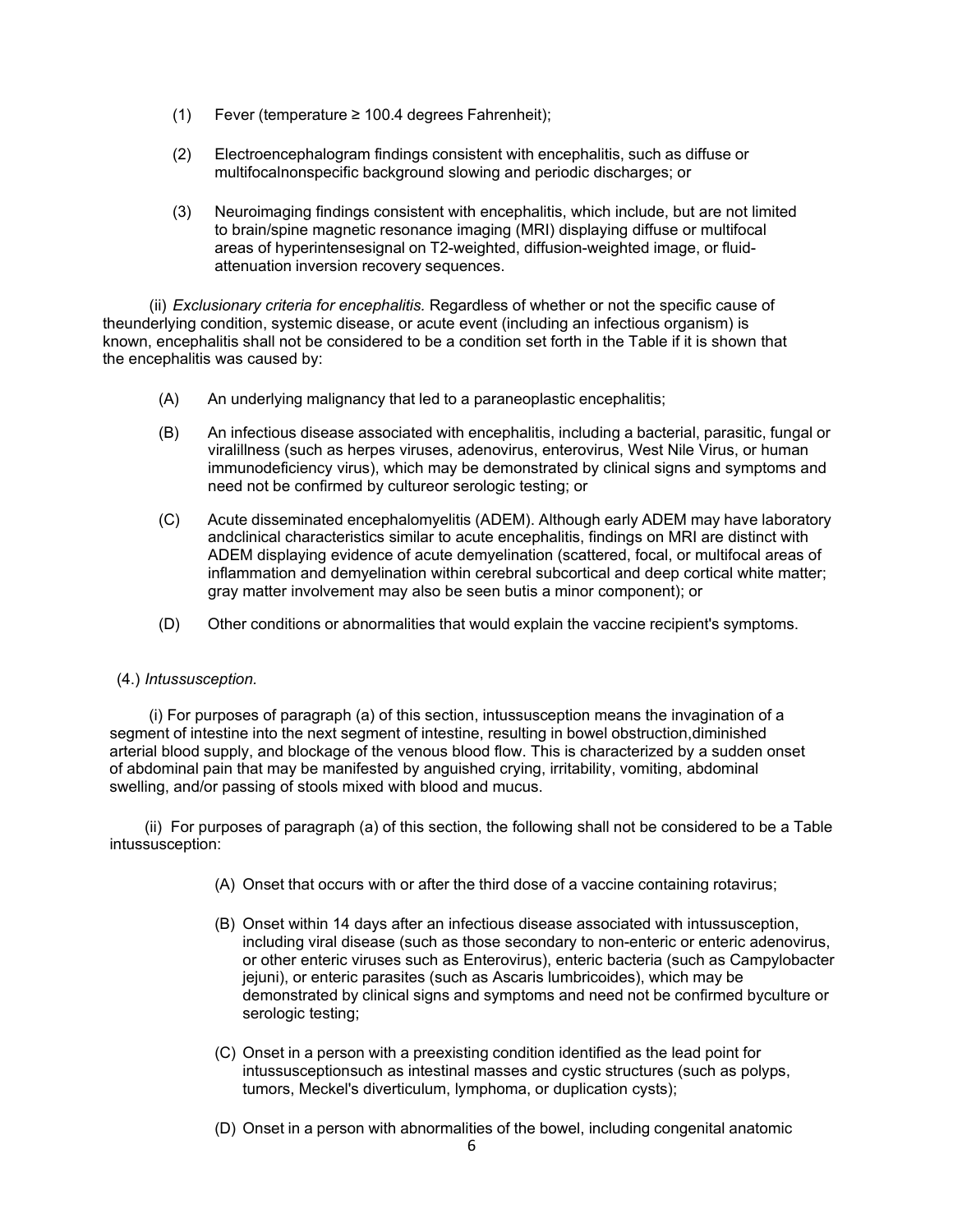(1) Fever (temperature ≥ 100.4 degrees Fahrenheit);

(2) Electroencephalogram findings consistent with encephalitis, such as diffuse or multifocalnonspecific background slowing and periodic discharges; or

(3) Neuroimaging findings consistent with encephalitis, which include, but are not limited to brain/spine magnetic resonance imaging (MRI) displaying diffuse or multifocal areas of hyperintensesignal on T2-weighted, diffusion-weighted image, or fluid-attenuation inversion recovery sequences.

(ii) *Exclusionary criteria for encephalitis.* Regardless of whether or not the specific cause of theunderlying condition, systemic disease, or acute event (including an infectious organism) is known, encephalitis shall not be considered to be a condition set forth in the Table if it is shown that the encephalitis was caused by:

(A) An underlying malignancy that led to a paraneoplastic encephalitis;

(B) An infectious disease associated with encephalitis, including a bacterial, parasitic, fungal or viralillness (such as herpes viruses, adenovirus, enterovirus, West Nile Virus, or human immunodeficiency virus), which may be demonstrated by clinical signs and symptoms and need not be confirmed by cultureor serologic testing; or

(C) Acute disseminated encephalomyelitis (ADEM). Although early ADEM may have laboratory andclinical characteristics similar to acute encephalitis, findings on MRI are distinct with ADEM displaying evidence of acute demyelination (scattered, focal, or multifocal areas of inflammation and demyelination within cerebral subcortical and deep cortical white matter; gray matter involvement may also be seen butis a minor component); or

(D) Other conditions or abnormalities that would explain the vaccine recipient's symptoms.

(4.) *Intussusception.*

(i) For purposes of paragraph (a) of this section, intussusception means the invagination of a segment of intestine into the next segment of intestine, resulting in bowel obstruction,diminished arterial blood supply, and blockage of the venous blood flow. This is characterized by a sudden onset of abdominal pain that may be manifested by anguished crying, irritability, vomiting, abdominal swelling, and/or passing of stools mixed with blood and mucus.

(ii) For purposes of paragraph (a) of this section, the following shall not be considered to be a Table intussusception:

(A) Onset that occurs with or after the third dose of a vaccine containing rotavirus;

(B) Onset within 14 days after an infectious disease associated with intussusception, including viral disease (such as those secondary to non-enteric or enteric adenovirus, or other enteric viruses such as Enterovirus), enteric bacteria (such as Campylobacter jejuni), or enteric parasites (such as Ascaris lumbricoides), which may be demonstrated by clinical signs and symptoms and need not be confirmed byculture or serologic testing;

(C) Onset in a person with a preexisting condition identified as the lead point for intussusceptionsuch as intestinal masses and cystic structures (such as polyps, tumors, Meckel's diverticulum, lymphoma, or duplication cysts);

(D) Onset in a person with abnormalities of the bowel, including congenital anatomic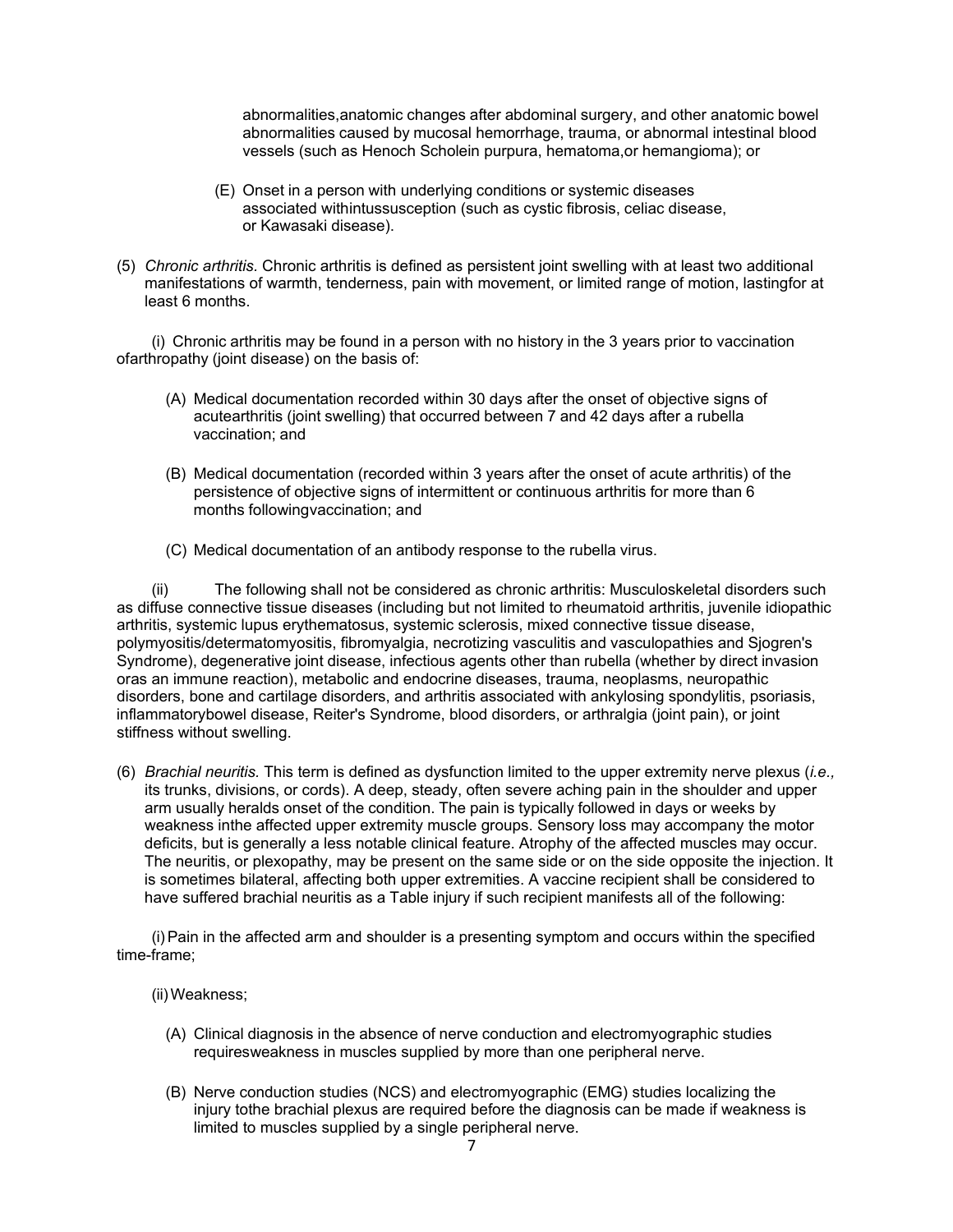abnormalities,anatomic changes after abdominal surgery, and other anatomic bowel abnormalities caused by mucosal hemorrhage, trauma, or abnormal intestinal blood vessels (such as Henoch Scholein purpura, hematoma,or hemangioma); or

(E) Onset in a person with underlying conditions or systemic diseases associated withintussusception (such as cystic fibrosis, celiac disease, or Kawasaki disease).

(5) *Chronic arthritis.* Chronic arthritis is defined as persistent joint swelling with at least two additional manifestations of warmth, tenderness, pain with movement, or limited range of motion, lastingfor at least 6 months.

(i) Chronic arthritis may be found in a person with no history in the 3 years prior to vaccination ofarthropathy (joint disease) on the basis of:

(A) Medical documentation recorded within 30 days after the onset of objective signs of acutearthritis (joint swelling) that occurred between 7 and 42 days after a rubella vaccination; and

(B) Medical documentation (recorded within 3 years after the onset of acute arthritis) of the persistence of objective signs of intermittent or continuous arthritis for more than 6 months followingvaccination; and

(C) Medical documentation of an antibody response to the rubella virus.

(ii) The following shall not be considered as chronic arthritis: Musculoskeletal disorders such as diffuse connective tissue diseases (including but not limited to rheumatoid arthritis, juvenile idiopathic arthritis, systemic lupus erythematosus, systemic sclerosis, mixed connective tissue disease, polymyositis/determatomyositis, fibromyalgia, necrotizing vasculitis and vasculopathies and Sjogren's Syndrome), degenerative joint disease, infectious agents other than rubella (whether by direct invasion oras an immune reaction), metabolic and endocrine diseases, trauma, neoplasms, neuropathic disorders, bone and cartilage disorders, and arthritis associated with ankylosing spondylitis, psoriasis, inflammatorybowel disease, Reiter's Syndrome, blood disorders, or arthralgia (joint pain), or joint stiffness without swelling.

(6) *Brachial neuritis.* This term is defined as dysfunction limited to the upper extremity nerve plexus (*i.e.,* its trunks, divisions, or cords). A deep, steady, often severe aching pain in the shoulder and upper arm usually heralds onset of the condition. The pain is typically followed in days or weeks by weakness inthe affected upper extremity muscle groups. Sensory loss may accompany the motor deficits, but is generally a less notable clinical feature. Atrophy of the affected muscles may occur. The neuritis, or plexopathy, may be present on the same side or on the side opposite the injection. It is sometimes bilateral, affecting both upper extremities. A vaccine recipient shall be considered to have suffered brachial neuritis as a Table injury if such recipient manifests all of the following:

(i) Pain in the affected arm and shoulder is a presenting symptom and occurs within the specified time-frame;

(ii) Weakness;

(A) Clinical diagnosis in the absence of nerve conduction and electromyographic studies requiresweakness in muscles supplied by more than one peripheral nerve.

(B) Nerve conduction studies (NCS) and electromyographic (EMG) studies localizing the injury tothe brachial plexus are required before the diagnosis can be made if weakness is limited to muscles supplied by a single peripheral nerve.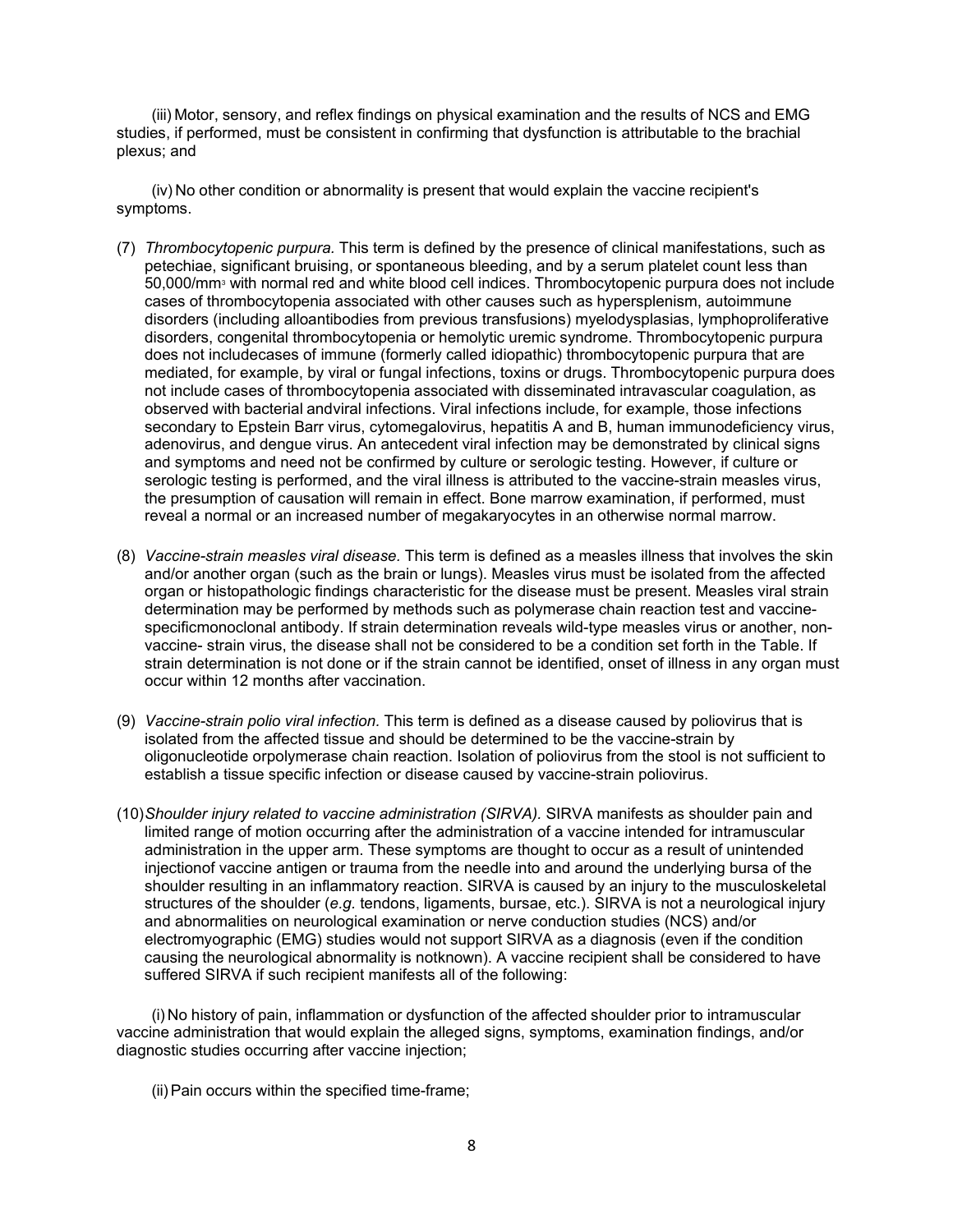(iii) Motor, sensory, and reflex findings on physical examination and the results of NCS and EMG studies, if performed, must be consistent in confirming that dysfunction is attributable to the brachial plexus; and

(iv) No other condition or abnormality is present that would explain the vaccine recipient's symptoms.

(7) *Thrombocytopenic purpura.* This term is defined by the presence of clinical manifestations, such as petechiae, significant bruising, or spontaneous bleeding, and by a serum platelet count less than 50,000/mm$^3$ with normal red and white blood cell indices. Thrombocytopenic purpura does not include cases of thrombocytopenia associated with other causes such as hypersplenism, autoimmune disorders (including alloantibodies from previous transfusions) myelodysplasias, lymphoproliferative disorders, congenital thrombocytopenia or hemolytic uremic syndrome. Thrombocytopenic purpura does not includecases of immune (formerly called idiopathic) thrombocytopenic purpura that are mediated, for example, by viral or fungal infections, toxins or drugs. Thrombocytopenic purpura does not include cases of thrombocytopenia associated with disseminated intravascular coagulation, as observed with bacterial andviral infections. Viral infections include, for example, those infections secondary to Epstein Barr virus, cytomegalovirus, hepatitis A and B, human immunodeficiency virus, adenovirus, and dengue virus. An antecedent viral infection may be demonstrated by clinical signs and symptoms and need not be confirmed by culture or serologic testing. However, if culture or serologic testing is performed, and the viral illness is attributed to the vaccine-strain measles virus, the presumption of causation will remain in effect. Bone marrow examination, if performed, must reveal a normal or an increased number of megakaryocytes in an otherwise normal marrow.

(8) *Vaccine-strain measles viral disease.* This term is defined as a measles illness that involves the skin and/or another organ (such as the brain or lungs). Measles virus must be isolated from the affected organ or histopathologic findings characteristic for the disease must be present. Measles viral strain determination may be performed by methods such as polymerase chain reaction test and vaccine-specificmonoclonal antibody. If strain determination reveals wild-type measles virus or another, non-vaccine- strain virus, the disease shall not be considered to be a condition set forth in the Table. If strain determination is not done or if the strain cannot be identified, onset of illness in any organ must occur within 12 months after vaccination.

(9) *Vaccine-strain polio viral infection.* This term is defined as a disease caused by poliovirus that is isolated from the affected tissue and should be determined to be the vaccine-strain by oligonucleotide orpolymerase chain reaction. Isolation of poliovirus from the stool is not sufficient to establish a tissue specific infection or disease caused by vaccine-strain poliovirus.

(10) *Shoulder injury related to vaccine administration (SIRVA).* SIRVA manifests as shoulder pain and limited range of motion occurring after the administration of a vaccine intended for intramuscular administration in the upper arm. These symptoms are thought to occur as a result of unintended injectionof vaccine antigen or trauma from the needle into and around the underlying bursa of the shoulder resulting in an inflammatory reaction. SIRVA is caused by an injury to the musculoskeletal structures of the shoulder (*e.g.* tendons, ligaments, bursae, etc.). SIRVA is not a neurological injury and abnormalities on neurological examination or nerve conduction studies (NCS) and/or electromyographic (EMG) studies would not support SIRVA as a diagnosis (even if the condition causing the neurological abnormality is notknown). A vaccine recipient shall be considered to have suffered SIRVA if such recipient manifests all of the following:

(i) No history of pain, inflammation or dysfunction of the affected shoulder prior to intramuscular vaccine administration that would explain the alleged signs, symptoms, examination findings, and/or diagnostic studies occurring after vaccine injection;

(ii) Pain occurs within the specified time-frame;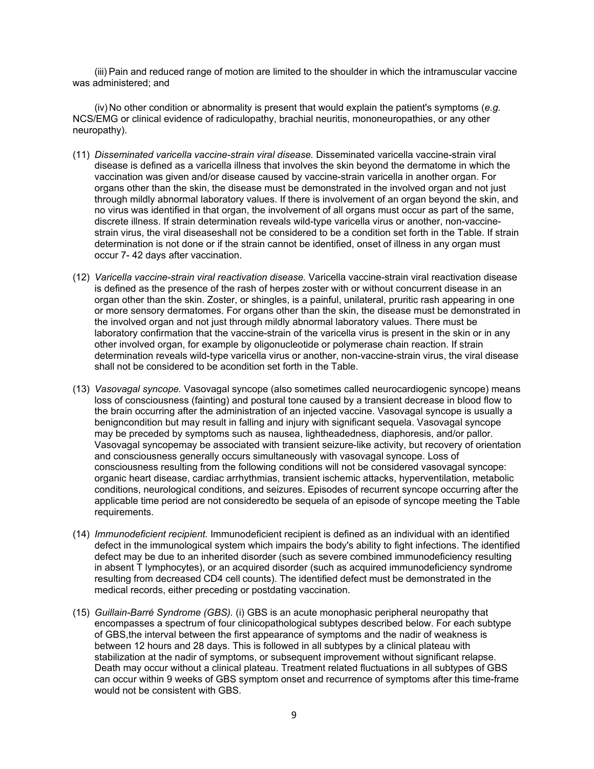(iii) Pain and reduced range of motion are limited to the shoulder in which the intramuscular vaccine was administered; and

(iv) No other condition or abnormality is present that would explain the patient's symptoms (*e.g.* NCS/EMG or clinical evidence of radiculopathy, brachial neuritis, mononeuropathies, or any other neuropathy).

(11) *Disseminated varicella vaccine-strain viral disease.* Disseminated varicella vaccine-strain viral disease is defined as a varicella illness that involves the skin beyond the dermatome in which the vaccination was given and/or disease caused by vaccine-strain varicella in another organ. For organs other than the skin, the disease must be demonstrated in the involved organ and not just through mildly abnormal laboratory values. If there is involvement of an organ beyond the skin, and no virus was identified in that organ, the involvement of all organs must occur as part of the same, discrete illness. If strain determination reveals wild-type varicella virus or another, non-vaccine-strain virus, the viral diseaseshall not be considered to be a condition set forth in the Table. If strain determination is not done or if the strain cannot be identified, onset of illness in any organ must occur 7- 42 days after vaccination.

(12) *Varicella vaccine-strain viral reactivation disease.* Varicella vaccine-strain viral reactivation disease is defined as the presence of the rash of herpes zoster with or without concurrent disease in an organ other than the skin. Zoster, or shingles, is a painful, unilateral, pruritic rash appearing in one or more sensory dermatomes. For organs other than the skin, the disease must be demonstrated in the involved organ and not just through mildly abnormal laboratory values. There must be laboratory confirmation that the vaccine-strain of the varicella virus is present in the skin or in any other involved organ, for example by oligonucleotide or polymerase chain reaction. If strain determination reveals wild-type varicella virus or another, non-vaccine-strain virus, the viral disease shall not be considered to be acondition set forth in the Table.

(13) *Vasovagal syncope.* Vasovagal syncope (also sometimes called neurocardiogenic syncope) means loss of consciousness (fainting) and postural tone caused by a transient decrease in blood flow to the brain occurring after the administration of an injected vaccine. Vasovagal syncope is usually a benigncondition but may result in falling and injury with significant sequela. Vasovagal syncope may be preceded by symptoms such as nausea, lightheadedness, diaphoresis, and/or pallor. Vasovagal syncopemay be associated with transient seizure-like activity, but recovery of orientation and consciousness generally occurs simultaneously with vasovagal syncope. Loss of consciousness resulting from the following conditions will not be considered vasovagal syncope: organic heart disease, cardiac arrhythmias, transient ischemic attacks, hyperventilation, metabolic conditions, neurological conditions, and seizures. Episodes of recurrent syncope occurring after the applicable time period are not consideredto be sequela of an episode of syncope meeting the Table requirements.

(14) *Immunodeficient recipient.* Immunodeficient recipient is defined as an individual with an identified defect in the immunological system which impairs the body's ability to fight infections. The identified defect may be due to an inherited disorder (such as severe combined immunodeficiency resulting in absent T lymphocytes), or an acquired disorder (such as acquired immunodeficiency syndrome resulting from decreased CD4 cell counts). The identified defect must be demonstrated in the medical records, either preceding or postdating vaccination.

(15) *Guillain-Barré Syndrome (GBS).* (i) GBS is an acute monophasic peripheral neuropathy that encompasses a spectrum of four clinicopathological subtypes described below. For each subtype of GBS,the interval between the first appearance of symptoms and the nadir of weakness is between 12 hours and 28 days. This is followed in all subtypes by a clinical plateau with stabilization at the nadir of symptoms, or subsequent improvement without significant relapse. Death may occur without a clinical plateau. Treatment related fluctuations in all subtypes of GBS can occur within 9 weeks of GBS symptom onset and recurrence of symptoms after this time-frame would not be consistent with GBS.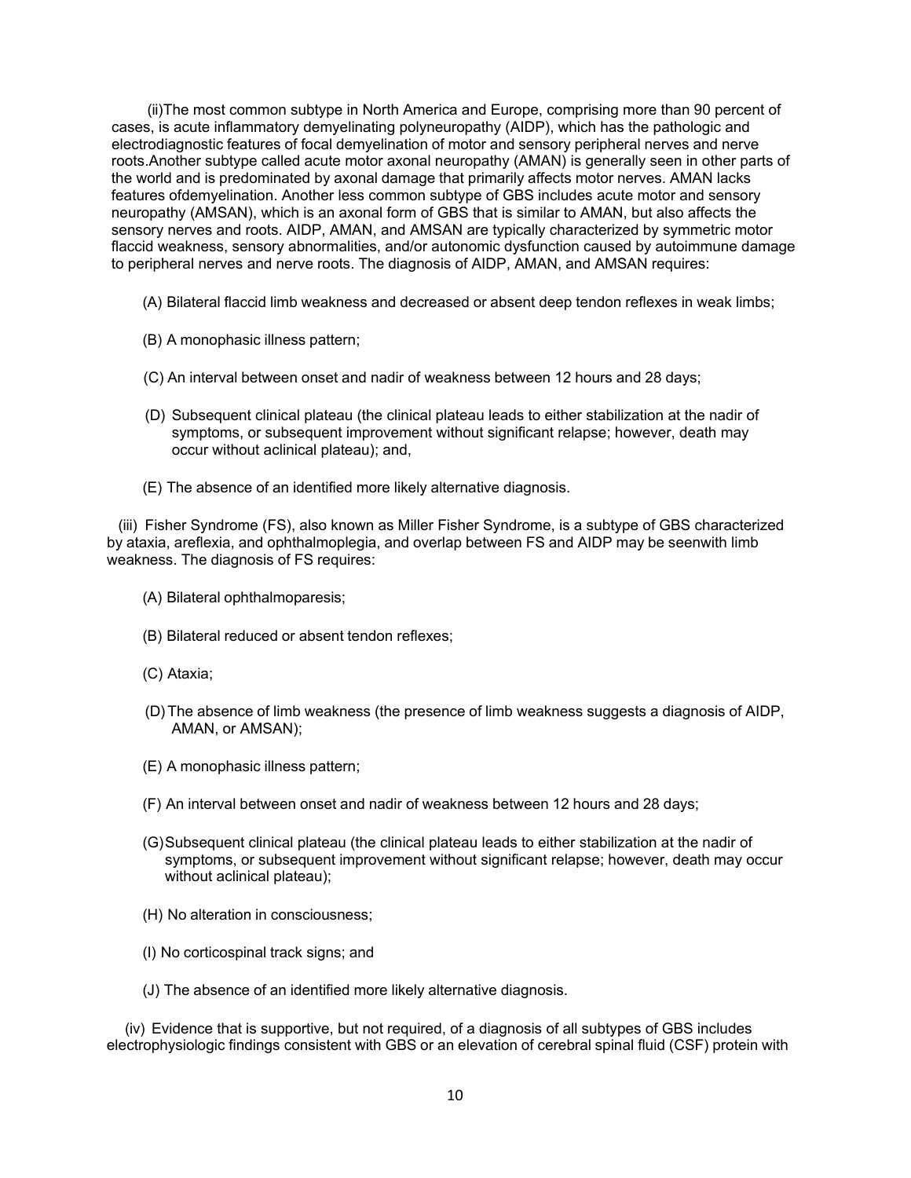(ii)The most common subtype in North America and Europe, comprising more than 90 percent of cases, is acute inflammatory demyelinating polyneuropathy (AIDP), which has the pathologic and electrodiagnostic features of focal demyelination of motor and sensory peripheral nerves and nerve roots.Another subtype called acute motor axonal neuropathy (AMAN) is generally seen in other parts of the world and is predominated by axonal damage that primarily affects motor nerves. AMAN lacks features ofdemyelination. Another less common subtype of GBS includes acute motor and sensory neuropathy (AMSAN), which is an axonal form of GBS that is similar to AMAN, but also affects the sensory nerves and roots. AIDP, AMAN, and AMSAN are typically characterized by symmetric motor flaccid weakness, sensory abnormalities, and/or autonomic dysfunction caused by autoimmune damage to peripheral nerves and nerve roots. The diagnosis of AIDP, AMAN, and AMSAN requires:

(A) Bilateral flaccid limb weakness and decreased or absent deep tendon reflexes in weak limbs;

(B) A monophasic illness pattern;

(C) An interval between onset and nadir of weakness between 12 hours and 28 days;

(D) Subsequent clinical plateau (the clinical plateau leads to either stabilization at the nadir of symptoms, or subsequent improvement without significant relapse; however, death may occur without aclinical plateau); and,

(E) The absence of an identified more likely alternative diagnosis.

(iii) Fisher Syndrome (FS), also known as Miller Fisher Syndrome, is a subtype of GBS characterized by ataxia, areflexia, and ophthalmoplegia, and overlap between FS and AIDP may be seenwith limb weakness. The diagnosis of FS requires:

(A) Bilateral ophthalmoparesis;

(B) Bilateral reduced or absent tendon reflexes;

(C) Ataxia;

(D) The absence of limb weakness (the presence of limb weakness suggests a diagnosis of AIDP, AMAN, or AMSAN);

(E) A monophasic illness pattern;

(F) An interval between onset and nadir of weakness between 12 hours and 28 days;

(G) Subsequent clinical plateau (the clinical plateau leads to either stabilization at the nadir of symptoms, or subsequent improvement without significant relapse; however, death may occur without aclinical plateau);

(H) No alteration in consciousness;

(I) No corticospinal track signs; and

(J) The absence of an identified more likely alternative diagnosis.

(iv) Evidence that is supportive, but not required, of a diagnosis of all subtypes of GBS includes electrophysiologic findings consistent with GBS or an elevation of cerebral spinal fluid (CSF) protein with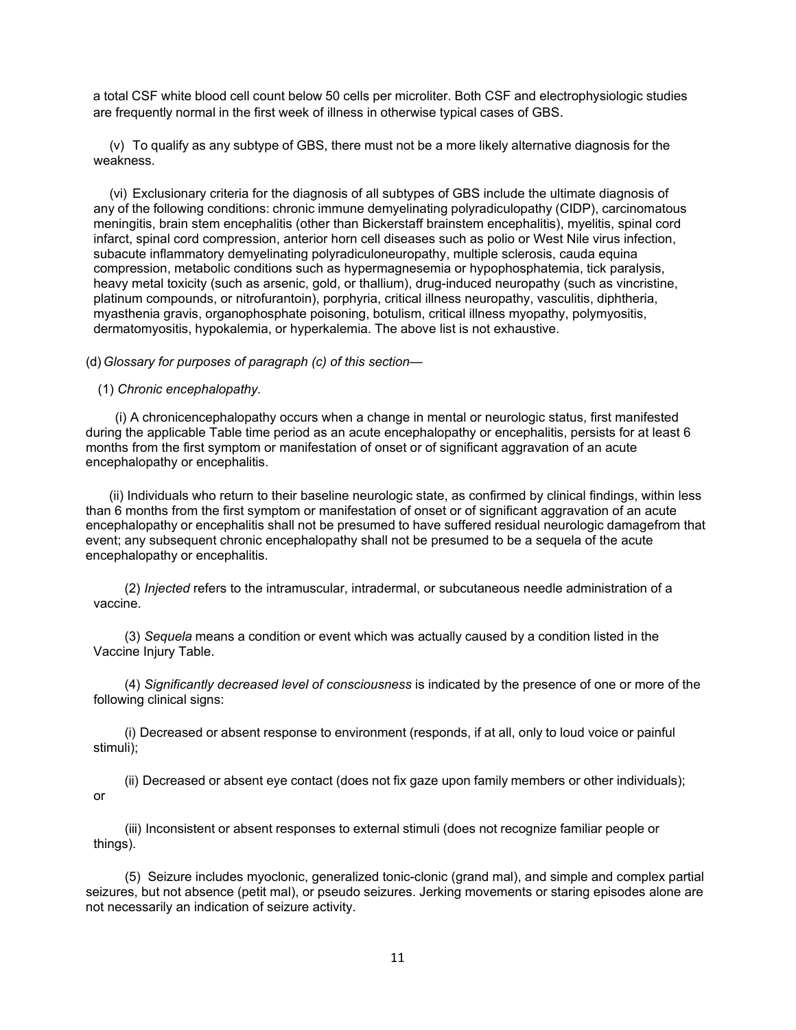a total CSF white blood cell count below 50 cells per microliter. Both CSF and electrophysiologic studies are frequently normal in the first week of illness in otherwise typical cases of GBS.

(v) To qualify as any subtype of GBS, there must not be a more likely alternative diagnosis for the weakness.

(vi) Exclusionary criteria for the diagnosis of all subtypes of GBS include the ultimate diagnosis of any of the following conditions: chronic immune demyelinating polyradiculopathy (CIDP), carcinomatous meningitis, brain stem encephalitis (other than Bickerstaff brainstem encephalitis), myelitis, spinal cord infarct, spinal cord compression, anterior horn cell diseases such as polio or West Nile virus infection, subacute inflammatory demyelinating polyradiculoneuropathy, multiple sclerosis, cauda equina compression, metabolic conditions such as hypermagnesemia or hypophosphatemia, tick paralysis, heavy metal toxicity (such as arsenic, gold, or thallium), drug-induced neuropathy (such as vincristine, platinum compounds, or nitrofurantoin), porphyria, critical illness neuropathy, vasculitis, diphtheria, myasthenia gravis, organophosphate poisoning, botulism, critical illness myopathy, polymyositis, dermatomyositis, hypokalemia, or hyperkalemia. The above list is not exhaustive.

(d) *Glossary for purposes of paragraph (c) of this section*—

(1) *Chronic encephalopathy.*

(i) A chronicencephalopathy occurs when a change in mental or neurologic status, first manifested during the applicable Table time period as an acute encephalopathy or encephalitis, persists for at least 6 months from the first symptom or manifestation of onset or of significant aggravation of an acute encephalopathy or encephalitis.

(ii) Individuals who return to their baseline neurologic state, as confirmed by clinical findings, within less than 6 months from the first symptom or manifestation of onset or of significant aggravation of an acute encephalopathy or encephalitis shall not be presumed to have suffered residual neurologic damagefrom that event; any subsequent chronic encephalopathy shall not be presumed to be a sequela of the acute encephalopathy or encephalitis.

(2) *Injected* refers to the intramuscular, intradermal, or subcutaneous needle administration of a vaccine.

(3) *Sequela* means a condition or event which was actually caused by a condition listed in the Vaccine Injury Table.

(4) *Significantly decreased level of consciousness* is indicated by the presence of one or more of the following clinical signs:

(i) Decreased or absent response to environment (responds, if at all, only to loud voice or painful stimuli);

(ii) Decreased or absent eye contact (does not fix gaze upon family members or other individuals); or

(iii) Inconsistent or absent responses to external stimuli (does not recognize familiar people or things).

(5) Seizure includes myoclonic, generalized tonic-clonic (grand mal), and simple and complex partial seizures, but not absence (petit mal), or pseudo seizures. Jerking movements or staring episodes alone are not necessarily an indication of seizure activity.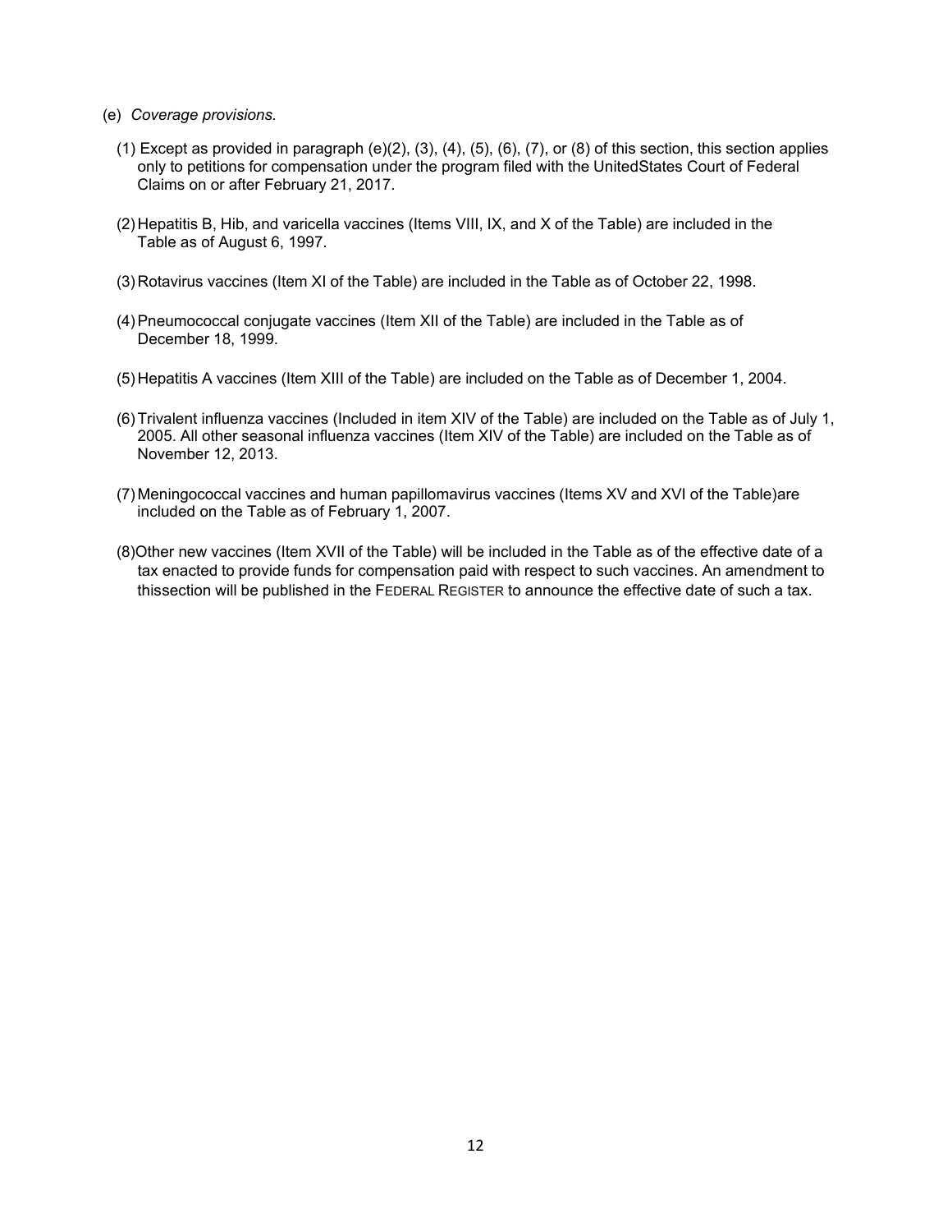(e) *Coverage provisions.*

(1) Except as provided in paragraph (e)(2), (3), (4), (5), (6), (7), or (8) of this section, this section applies only to petitions for compensation under the program filed with the UnitedStates Court of Federal Claims on or after February 21, 2017.

(2) Hepatitis B, Hib, and varicella vaccines (Items VIII, IX, and X of the Table) are included in the Table as of August 6, 1997.

(3) Rotavirus vaccines (Item XI of the Table) are included in the Table as of October 22, 1998.

(4) Pneumococcal conjugate vaccines (Item XII of the Table) are included in the Table as of December 18, 1999.

(5) Hepatitis A vaccines (Item XIII of the Table) are included on the Table as of December 1, 2004.

(6) Trivalent influenza vaccines (Included in item XIV of the Table) are included on the Table as of July 1, 2005. All other seasonal influenza vaccines (Item XIV of the Table) are included on the Table as of November 12, 2013.

(7) Meningococcal vaccines and human papillomavirus vaccines (Items XV and XVI of the Table)are included on the Table as of February 1, 2007.

(8)Other new vaccines (Item XVII of the Table) will be included in the Table as of the effective date of a tax enacted to provide funds for compensation paid with respect to such vaccines. An amendment to thissection will be published in the FEDERAL REGISTER to announce the effective date of such a tax.